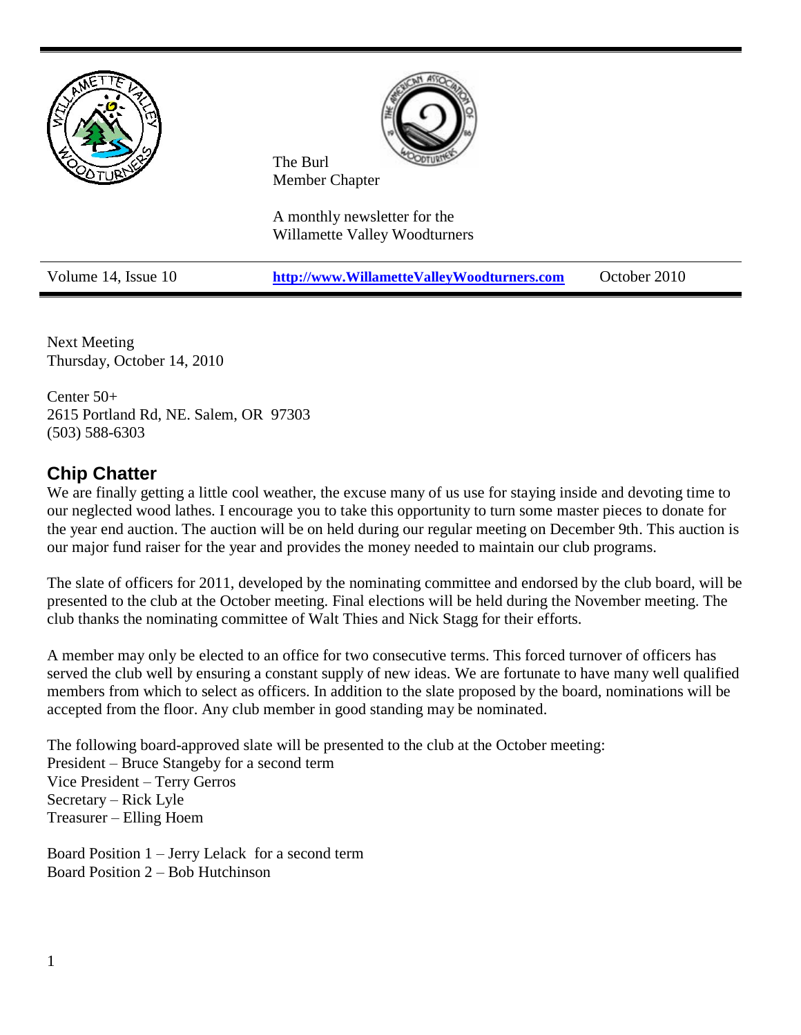The Burl
Member Chapter

A monthly newsletter for the
Willamette Valley Woodturners

Volume 14, Issue 10 | http://www.WillametteValleyWoodturners.com | October 2010

Next Meeting
Thursday, October 14, 2010

Center 50+
2615 Portland Rd, NE. Salem, OR 97303
(503) 588-6303

## Chip Chatter

We are finally getting a little cool weather, the excuse many of us use for staying inside and devoting time to our neglected wood lathes. I encourage you to take this opportunity to turn some master pieces to donate for the year end auction. The auction will be on held during our regular meeting on December 9th. This auction is our major fund raiser for the year and provides the money needed to maintain our club programs.

The slate of officers for 2011, developed by the nominating committee and endorsed by the club board, will be presented to the club at the October meeting. Final elections will be held during the November meeting. The club thanks the nominating committee of Walt Thies and Nick Stagg for their efforts.

A member may only be elected to an office for two consecutive terms. This forced turnover of officers has served the club well by ensuring a constant supply of new ideas. We are fortunate to have many well qualified members from which to select as officers. In addition to the slate proposed by the board, nominations will be accepted from the floor. Any club member in good standing may be nominated.

The following board-approved slate will be presented to the club at the October meeting:
President – Bruce Stangeby for a second term
Vice President – Terry Gerros
Secretary – Rick Lyle
Treasurer – Elling Hoem

Board Position 1 – Jerry Lelack for a second term
Board Position 2 – Bob Hutchinson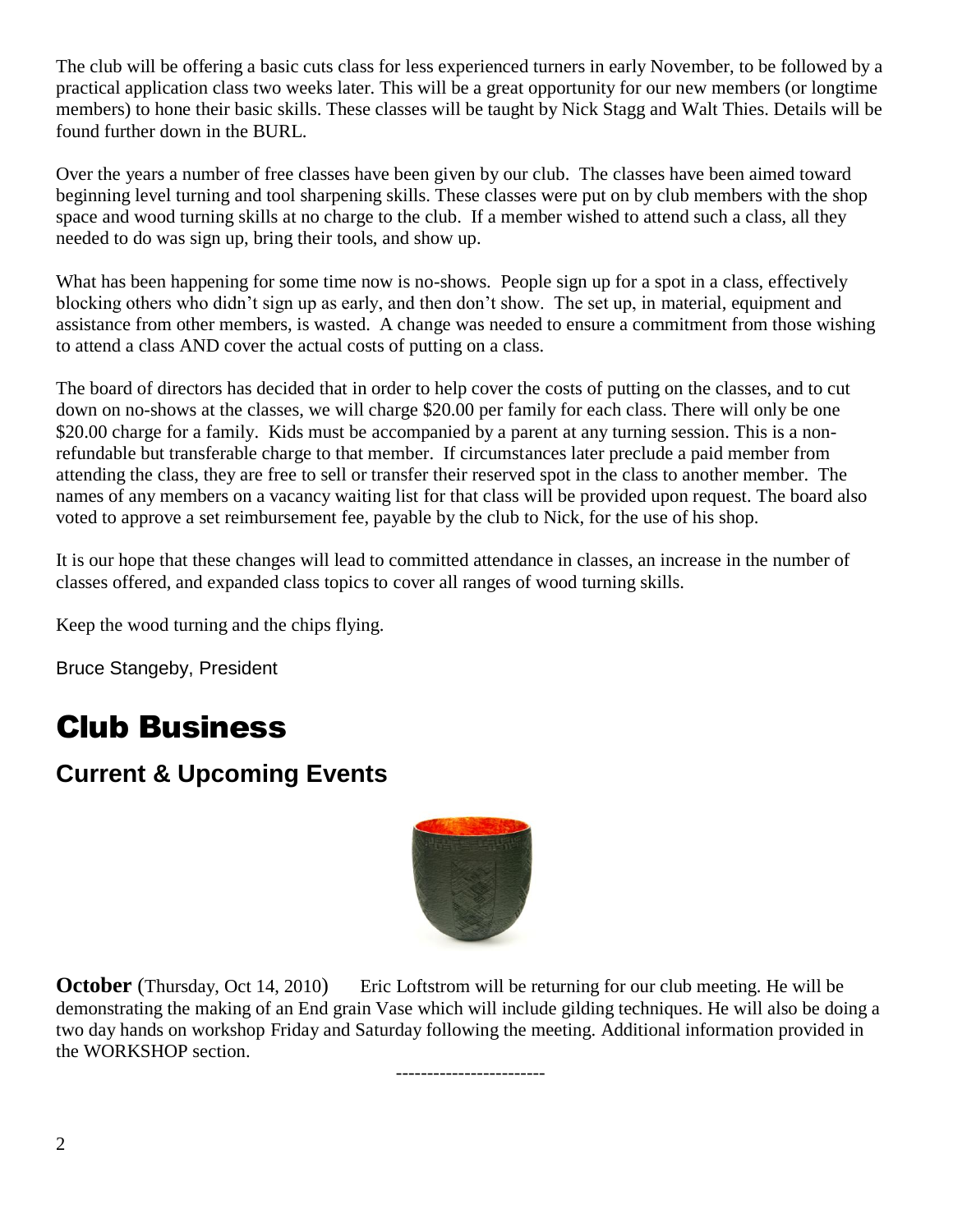The club will be offering a basic cuts class for less experienced turners in early November, to be followed by a practical application class two weeks later. This will be a great opportunity for our new members (or longtime members) to hone their basic skills. These classes will be taught by Nick Stagg and Walt Thies. Details will be found further down in the BURL.

Over the years a number of free classes have been given by our club. The classes have been aimed toward beginning level turning and tool sharpening skills. These classes were put on by club members with the shop space and wood turning skills at no charge to the club. If a member wished to attend such a class, all they needed to do was sign up, bring their tools, and show up.

What has been happening for some time now is no-shows. People sign up for a spot in a class, effectively blocking others who didn't sign up as early, and then don't show. The set up, in material, equipment and assistance from other members, is wasted. A change was needed to ensure a commitment from those wishing to attend a class AND cover the actual costs of putting on a class.

The board of directors has decided that in order to help cover the costs of putting on the classes, and to cut down on no-shows at the classes, we will charge $20.00 per family for each class. There will only be one $20.00 charge for a family. Kids must be accompanied by a parent at any turning session. This is a non-refundable but transferable charge to that member. If circumstances later preclude a paid member from attending the class, they are free to sell or transfer their reserved spot in the class to another member. The names of any members on a vacancy waiting list for that class will be provided upon request. The board also voted to approve a set reimbursement fee, payable by the club to Nick, for the use of his shop.

It is our hope that these changes will lead to committed attendance in classes, an increase in the number of classes offered, and expanded class topics to cover all ranges of wood turning skills.

Keep the wood turning and the chips flying.

Bruce Stangeby, President

# Club Business

## Current & Upcoming Events

**October** (Thursday, Oct 14, 2010) Eric Loftstrom will be returning for our club meeting. He will be demonstrating the making of an End grain Vase which will include gilding techniques. He will also be doing a two day hands on workshop Friday and Saturday following the meeting. Additional information provided in the WORKSHOP section.

------------------------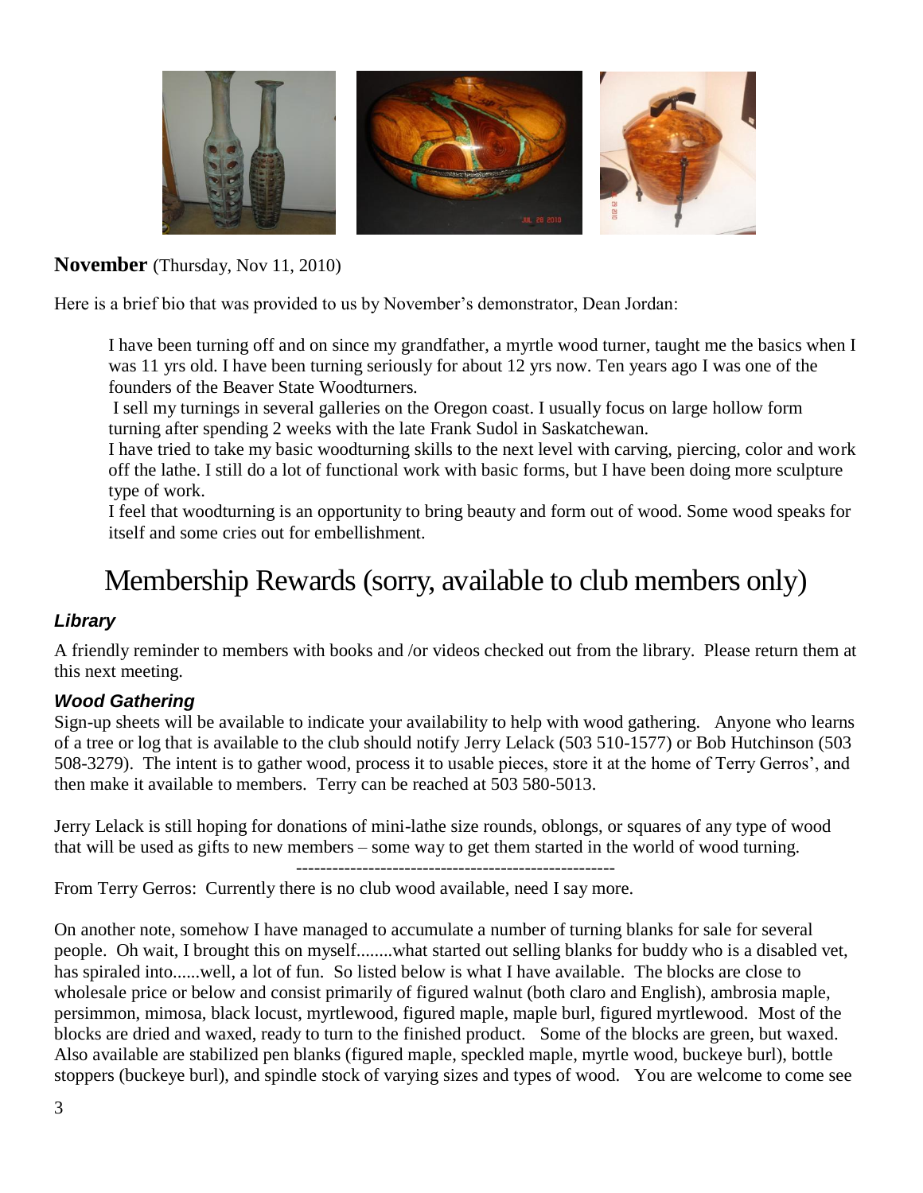**November** (Thursday, Nov 11, 2010)

Here is a brief bio that was provided to us by November's demonstrator, Dean Jordan:

> I have been turning off and on since my grandfather, a myrtle wood turner, taught me the basics when I was 11 yrs old. I have been turning seriously for about 12 yrs now. Ten years ago I was one of the founders of the Beaver State Woodturners.
>
> I sell my turnings in several galleries on the Oregon coast. I usually focus on large hollow form turning after spending 2 weeks with the late Frank Sudol in Saskatchewan.
>
> I have tried to take my basic woodturning skills to the next level with carving, piercing, color and work off the lathe. I still do a lot of functional work with basic forms, but I have been doing more sculpture type of work.
>
> I feel that woodturning is an opportunity to bring beauty and form out of wood. Some wood speaks for itself and some cries out for embellishment.

# Membership Rewards (sorry, available to club members only)

### *Library*

A friendly reminder to members with books and /or videos checked out from the library. Please return them at this next meeting.

### *Wood Gathering*

Sign-up sheets will be available to indicate your availability to help with wood gathering. Anyone who learns of a tree or log that is available to the club should notify Jerry Lelack (503 510-1577) or Bob Hutchinson (503 508-3279). The intent is to gather wood, process it to usable pieces, store it at the home of Terry Gerros', and then make it available to members. Terry can be reached at 503 580-5013.

Jerry Lelack is still hoping for donations of mini-lathe size rounds, oblongs, or squares of any type of wood that will be used as gifts to new members – some way to get them started in the world of wood turning.

-----------------------------------------------------

From Terry Gerros: Currently there is no club wood available, need I say more.

On another note, somehow I have managed to accumulate a number of turning blanks for sale for several people. Oh wait, I brought this on myself........what started out selling blanks for buddy who is a disabled vet, has spiraled into......well, a lot of fun. So listed below is what I have available. The blocks are close to wholesale price or below and consist primarily of figured walnut (both claro and English), ambrosia maple, persimmon, mimosa, black locust, myrtlewood, figured maple, maple burl, figured myrtlewood. Most of the blocks are dried and waxed, ready to turn to the finished product. Some of the blocks are green, but waxed. Also available are stabilized pen blanks (figured maple, speckled maple, myrtle wood, buckeye burl), bottle stoppers (buckeye burl), and spindle stock of varying sizes and types of wood. You are welcome to come see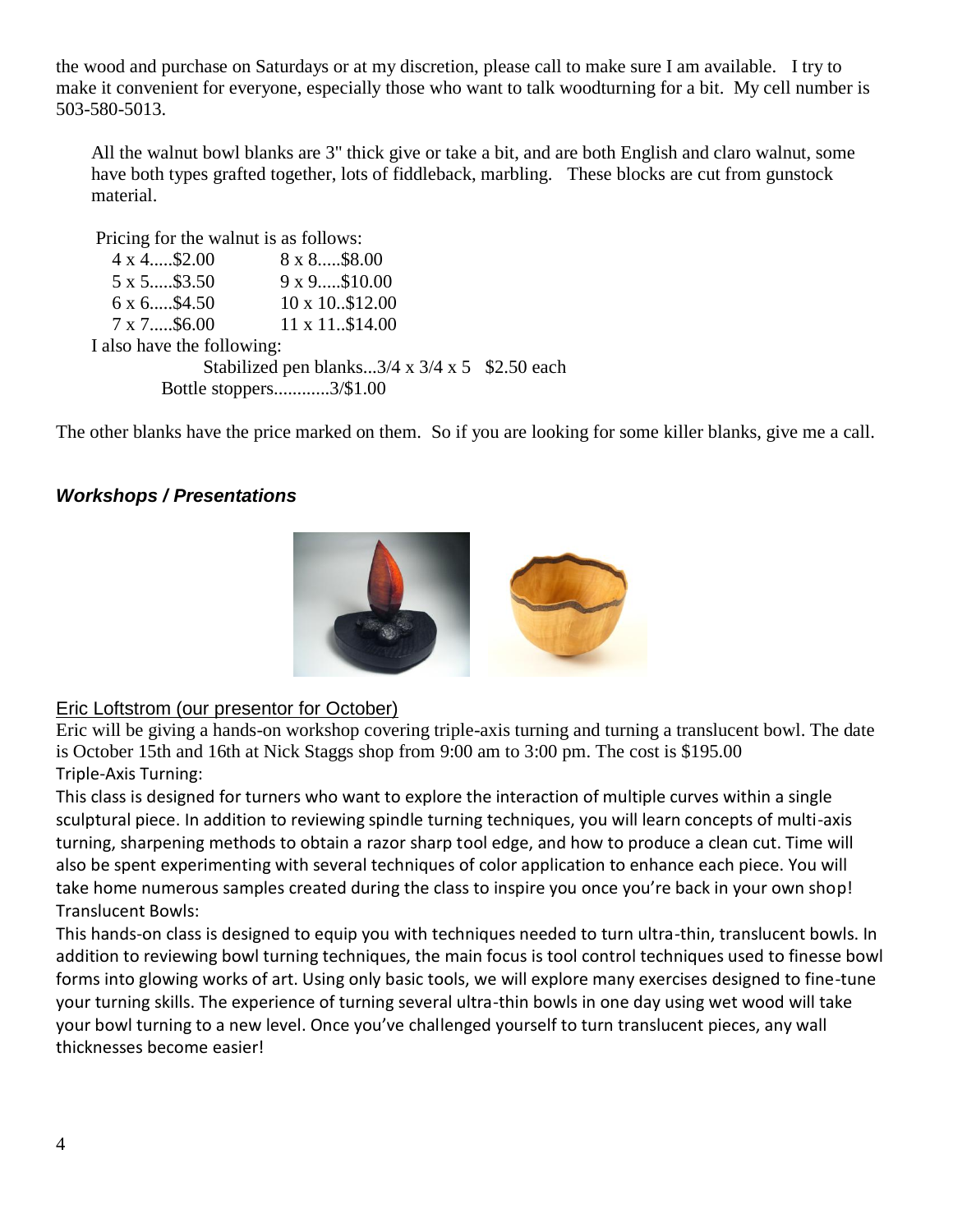the wood and purchase on Saturdays or at my discretion, please call to make sure I am available. I try to make it convenient for everyone, especially those who want to talk woodturning for a bit. My cell number is 503-580-5013.

All the walnut bowl blanks are 3" thick give or take a bit, and are both English and claro walnut, some have both types grafted together, lots of fiddleback, marbling. These blocks are cut from gunstock material.

Pricing for the walnut is as follows:

| | |
|---|---|
| 4 x 4.....$2.00 | 8 x 8.....$8.00 |
| 5 x 5.....$3.50 | 9 x 9.....$10.00 |
| 6 x 6.....$4.50 | 10 x 10..$12.00 |
| 7 x 7.....$6.00 | 11 x 11..$14.00 |

I also have the following:

Stabilized pen blanks...3/4 x 3/4 x 5 $2.50 each

Bottle stoppers............3/$1.00

The other blanks have the price marked on them. So if you are looking for some killer blanks, give me a call.

### ***Workshops / Presentations***

Eric Loftstrom (our presentor for October)

Eric will be giving a hands-on workshop covering triple-axis turning and turning a translucent bowl. The date is October 15th and 16th at Nick Staggs shop from 9:00 am to 3:00 pm. The cost is $195.00

Triple-Axis Turning:

This class is designed for turners who want to explore the interaction of multiple curves within a single sculptural piece. In addition to reviewing spindle turning techniques, you will learn concepts of multi-axis turning, sharpening methods to obtain a razor sharp tool edge, and how to produce a clean cut. Time will also be spent experimenting with several techniques of color application to enhance each piece. You will take home numerous samples created during the class to inspire you once you're back in your own shop!

Translucent Bowls:

This hands-on class is designed to equip you with techniques needed to turn ultra-thin, translucent bowls. In addition to reviewing bowl turning techniques, the main focus is tool control techniques used to finesse bowl forms into glowing works of art. Using only basic tools, we will explore many exercises designed to fine-tune your turning skills. The experience of turning several ultra-thin bowls in one day using wet wood will take your bowl turning to a new level. Once you've challenged yourself to turn translucent pieces, any wall thicknesses become easier!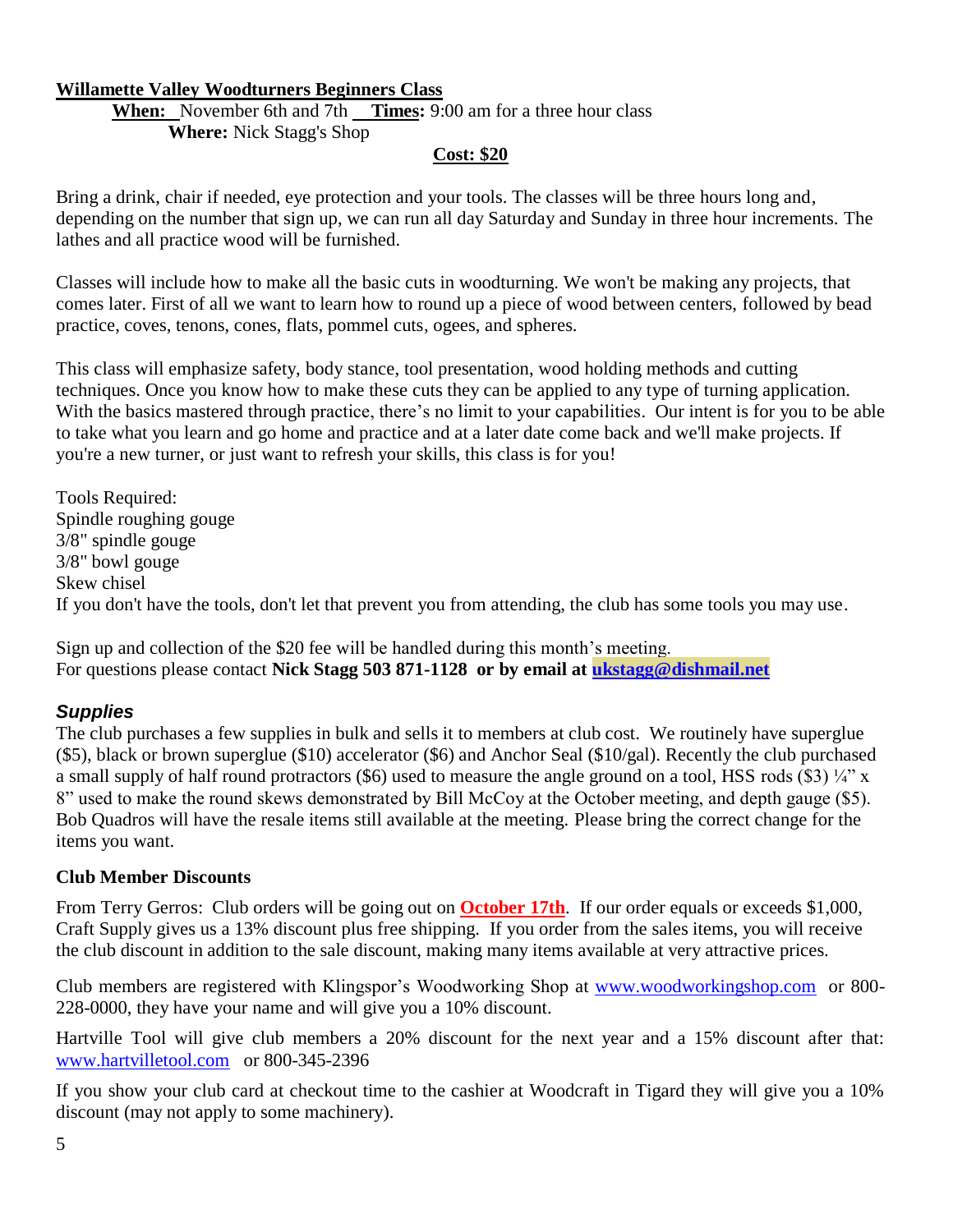## Willamette Valley Woodturners Beginners Class

**When:** November 6th and 7th **Times:** 9:00 am for a three hour class
**Where:** Nick Stagg's Shop

**Cost: $20**

Bring a drink, chair if needed, eye protection and your tools. The classes will be three hours long and, depending on the number that sign up, we can run all day Saturday and Sunday in three hour increments. The lathes and all practice wood will be furnished.

Classes will include how to make all the basic cuts in woodturning. We won't be making any projects, that comes later. First of all we want to learn how to round up a piece of wood between centers, followed by bead practice, coves, tenons, cones, flats, pommel cuts, ogees, and spheres.

This class will emphasize safety, body stance, tool presentation, wood holding methods and cutting techniques. Once you know how to make these cuts they can be applied to any type of turning application. With the basics mastered through practice, there's no limit to your capabilities. Our intent is for you to be able to take what you learn and go home and practice and at a later date come back and we'll make projects. If you're a new turner, or just want to refresh your skills, this class is for you!

Tools Required:
Spindle roughing gouge
3/8" spindle gouge
3/8" bowl gouge
Skew chisel
If you don't have the tools, don't let that prevent you from attending, the club has some tools you may use.

Sign up and collection of the $20 fee will be handled during this month's meeting.
For questions please contact **Nick Stagg 503 871-1128 or by email at ukstagg@dishmail.net**

### *Supplies*

The club purchases a few supplies in bulk and sells it to members at club cost. We routinely have superglue ($5), black or brown superglue ($10) accelerator ($6) and Anchor Seal ($10/gal). Recently the club purchased a small supply of half round protractors ($6) used to measure the angle ground on a tool, HSS rods ($3) ¼" x 8" used to make the round skews demonstrated by Bill McCoy at the October meeting, and depth gauge ($5). Bob Quadros will have the resale items still available at the meeting. Please bring the correct change for the items you want.

### Club Member Discounts

From Terry Gerros: Club orders will be going out on **October 17th**. If our order equals or exceeds $1,000, Craft Supply gives us a 13% discount plus free shipping. If you order from the sales items, you will receive the club discount in addition to the sale discount, making many items available at very attractive prices.

Club members are registered with Klingspor's Woodworking Shop at www.woodworkingshop.com or 800-228-0000, they have your name and will give you a 10% discount.

Hartville Tool will give club members a 20% discount for the next year and a 15% discount after that: www.hartvilletool.com or 800-345-2396

If you show your club card at checkout time to the cashier at Woodcraft in Tigard they will give you a 10% discount (may not apply to some machinery).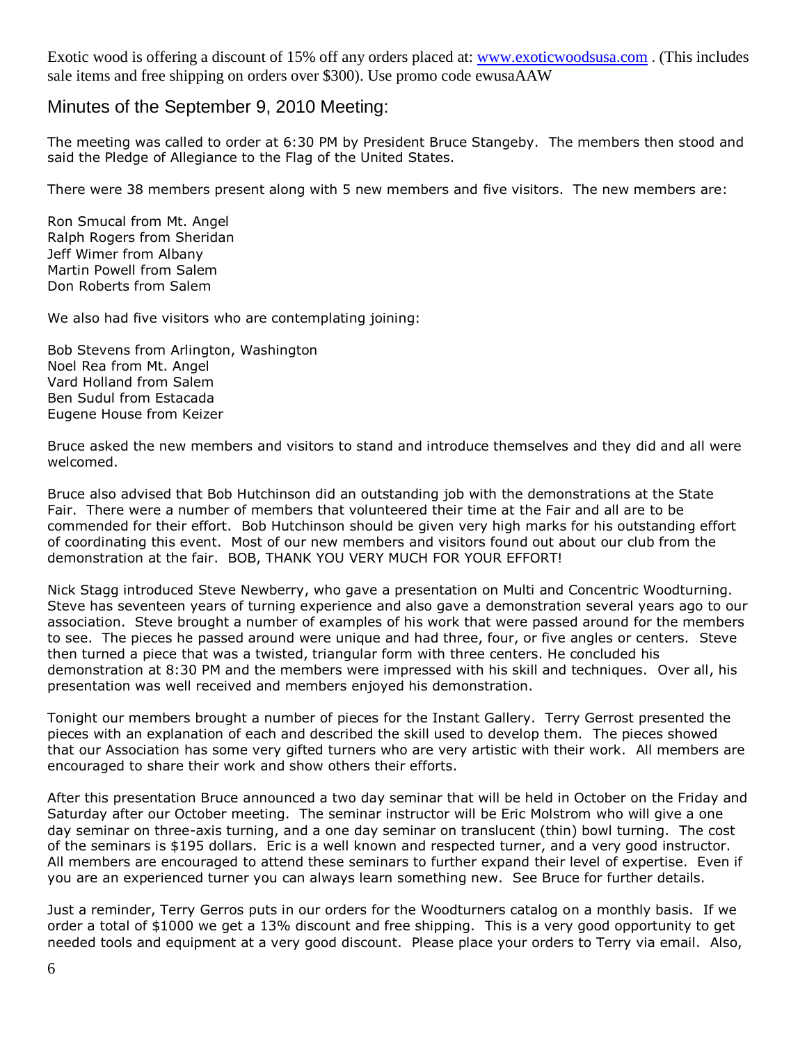Exotic wood is offering a discount of 15% off any orders placed at: [www.exoticwoodsusa.com](http://www.exoticwoodsusa.com) . (This includes sale items and free shipping on orders over $300). Use promo code ewusaAAW

## Minutes of the September 9, 2010 Meeting:

The meeting was called to order at 6:30 PM by President Bruce Stangeby. The members then stood and said the Pledge of Allegiance to the Flag of the United States.

There were 38 members present along with 5 new members and five visitors. The new members are:

Ron Smucal from Mt. Angel
Ralph Rogers from Sheridan
Jeff Wimer from Albany
Martin Powell from Salem
Don Roberts from Salem

We also had five visitors who are contemplating joining:

Bob Stevens from Arlington, Washington
Noel Rea from Mt. Angel
Vard Holland from Salem
Ben Sudul from Estacada
Eugene House from Keizer

Bruce asked the new members and visitors to stand and introduce themselves and they did and all were welcomed.

Bruce also advised that Bob Hutchinson did an outstanding job with the demonstrations at the State Fair. There were a number of members that volunteered their time at the Fair and all are to be commended for their effort. Bob Hutchinson should be given very high marks for his outstanding effort of coordinating this event. Most of our new members and visitors found out about our club from the demonstration at the fair. BOB, THANK YOU VERY MUCH FOR YOUR EFFORT!

Nick Stagg introduced Steve Newberry, who gave a presentation on Multi and Concentric Woodturning. Steve has seventeen years of turning experience and also gave a demonstration several years ago to our association. Steve brought a number of examples of his work that were passed around for the members to see. The pieces he passed around were unique and had three, four, or five angles or centers. Steve then turned a piece that was a twisted, triangular form with three centers. He concluded his demonstration at 8:30 PM and the members were impressed with his skill and techniques. Over all, his presentation was well received and members enjoyed his demonstration.

Tonight our members brought a number of pieces for the Instant Gallery. Terry Gerrost presented the pieces with an explanation of each and described the skill used to develop them. The pieces showed that our Association has some very gifted turners who are very artistic with their work. All members are encouraged to share their work and show others their efforts.

After this presentation Bruce announced a two day seminar that will be held in October on the Friday and Saturday after our October meeting. The seminar instructor will be Eric Molstrom who will give a one day seminar on three-axis turning, and a one day seminar on translucent (thin) bowl turning. The cost of the seminars is $195 dollars. Eric is a well known and respected turner, and a very good instructor. All members are encouraged to attend these seminars to further expand their level of expertise. Even if you are an experienced turner you can always learn something new. See Bruce for further details.

Just a reminder, Terry Gerros puts in our orders for the Woodturners catalog on a monthly basis. If we order a total of $1000 we get a 13% discount and free shipping. This is a very good opportunity to get needed tools and equipment at a very good discount. Please place your orders to Terry via email. Also,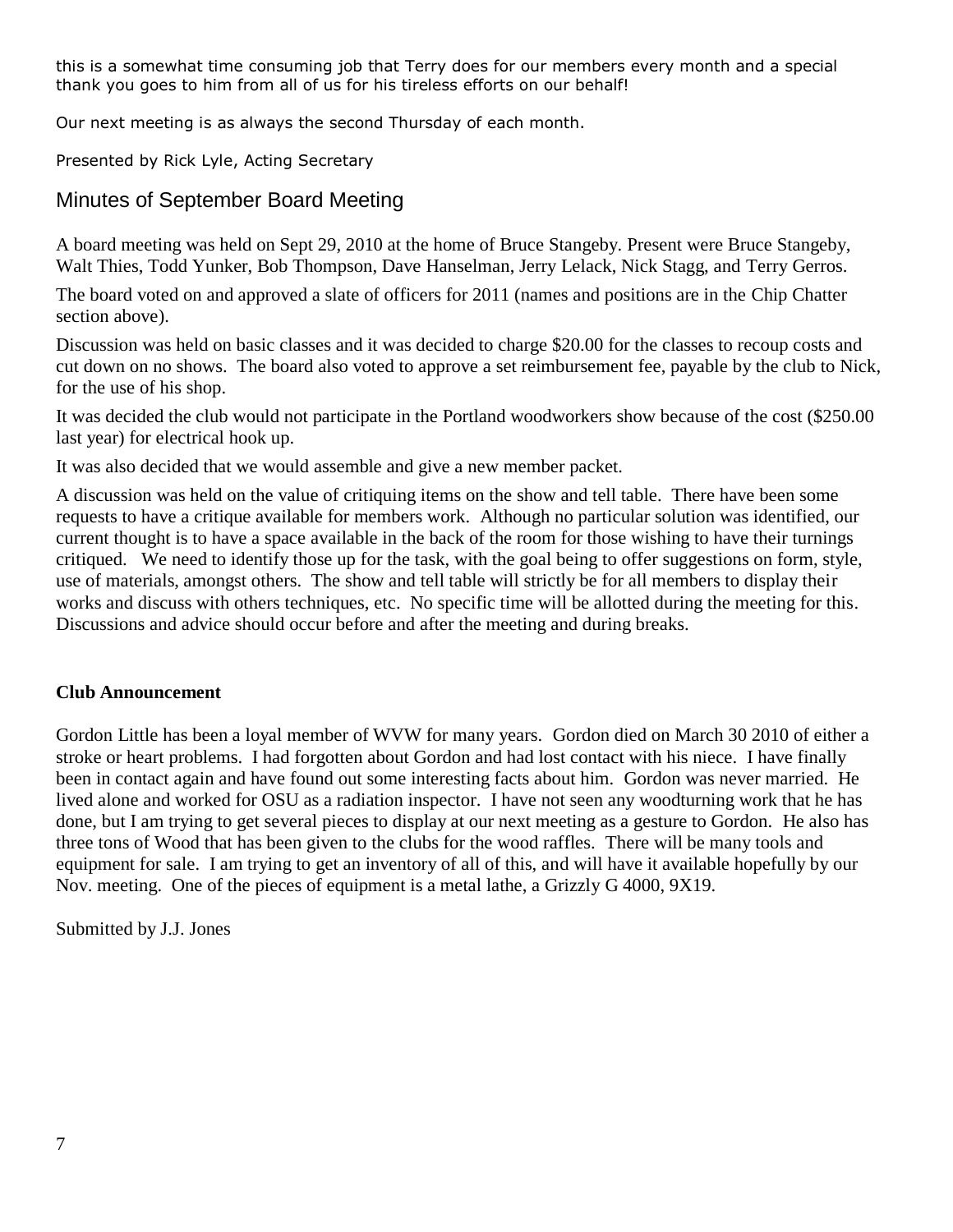this is a somewhat time consuming job that Terry does for our members every month and a special thank you goes to him from all of us for his tireless efforts on our behalf!

Our next meeting is as always the second Thursday of each month.

Presented by Rick Lyle, Acting Secretary

## Minutes of September Board Meeting

A board meeting was held on Sept 29, 2010 at the home of Bruce Stangeby. Present were Bruce Stangeby, Walt Thies, Todd Yunker, Bob Thompson, Dave Hanselman, Jerry Lelack, Nick Stagg, and Terry Gerros.

The board voted on and approved a slate of officers for 2011 (names and positions are in the Chip Chatter section above).

Discussion was held on basic classes and it was decided to charge $20.00 for the classes to recoup costs and cut down on no shows. The board also voted to approve a set reimbursement fee, payable by the club to Nick, for the use of his shop.

It was decided the club would not participate in the Portland woodworkers show because of the cost ($250.00 last year) for electrical hook up.

It was also decided that we would assemble and give a new member packet.

A discussion was held on the value of critiquing items on the show and tell table. There have been some requests to have a critique available for members work. Although no particular solution was identified, our current thought is to have a space available in the back of the room for those wishing to have their turnings critiqued. We need to identify those up for the task, with the goal being to offer suggestions on form, style, use of materials, amongst others. The show and tell table will strictly be for all members to display their works and discuss with others techniques, etc. No specific time will be allotted during the meeting for this. Discussions and advice should occur before and after the meeting and during breaks.

**Club Announcement**

Gordon Little has been a loyal member of WVW for many years. Gordon died on March 30 2010 of either a stroke or heart problems. I had forgotten about Gordon and had lost contact with his niece. I have finally been in contact again and have found out some interesting facts about him. Gordon was never married. He lived alone and worked for OSU as a radiation inspector. I have not seen any woodturning work that he has done, but I am trying to get several pieces to display at our next meeting as a gesture to Gordon. He also has three tons of Wood that has been given to the clubs for the wood raffles. There will be many tools and equipment for sale. I am trying to get an inventory of all of this, and will have it available hopefully by our Nov. meeting. One of the pieces of equipment is a metal lathe, a Grizzly G 4000, 9X19.

Submitted by J.J. Jones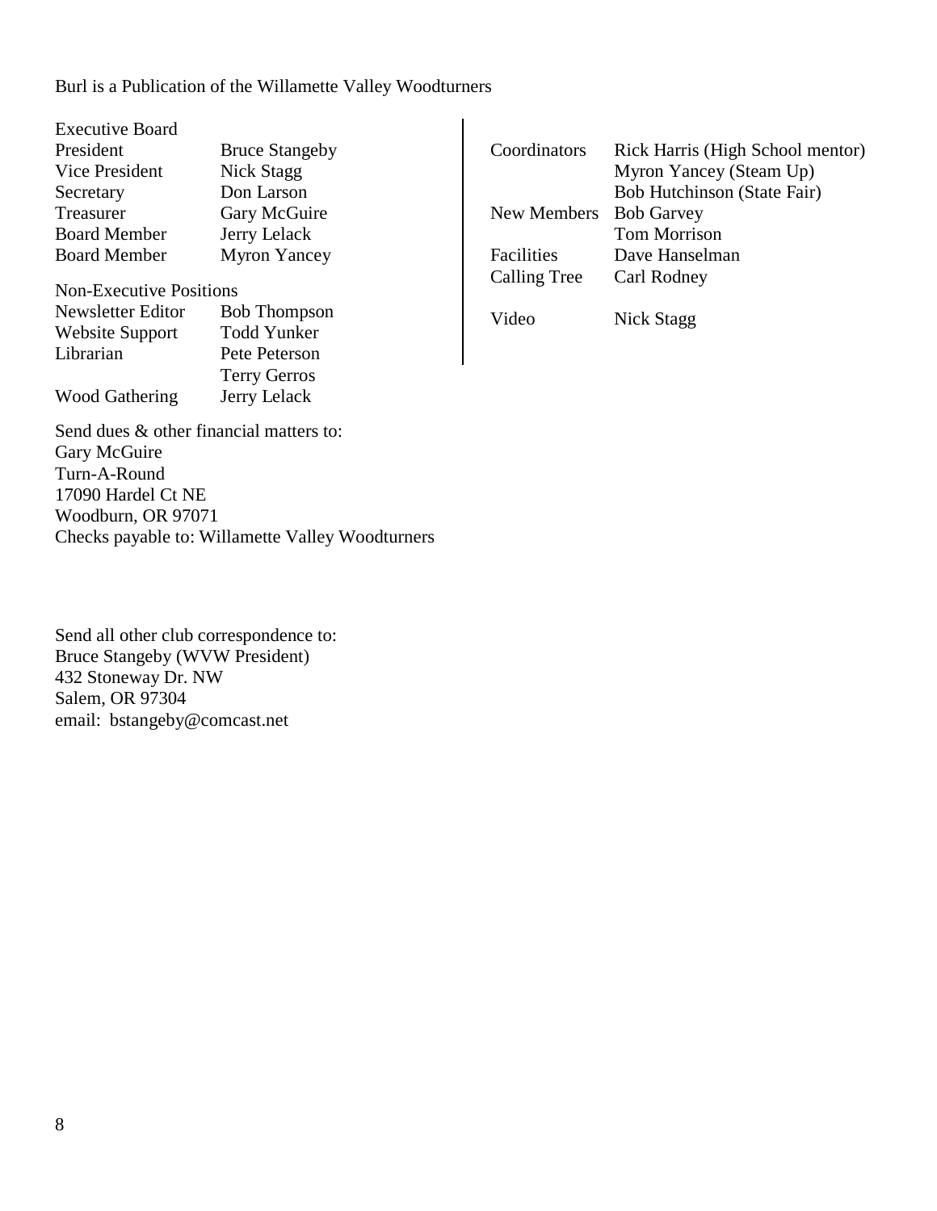Burl is a Publication of the Willamette Valley Woodturners

Executive Board

| | |
|---|---|
| President | Bruce Stangeby |
| Vice President | Nick Stagg |
| Secretary | Don Larson |
| Treasurer | Gary McGuire |
| Board Member | Jerry Lelack |
| Board Member | Myron Yancey |

Non-Executive Positions

| | |
|---|---|
| Newsletter Editor | Bob Thompson |
| Website Support | Todd Yunker |
| Librarian | Pete Peterson |
| | Terry Gerros |
| Wood Gathering | Jerry Lelack |

Send dues & other financial matters to:
Gary McGuire
Turn-A-Round
17090 Hardel Ct NE
Woodburn, OR 97071
Checks payable to: Willamette Valley Woodturners

Send all other club correspondence to:
Bruce Stangeby (WVW President)
432 Stoneway Dr. NW
Salem, OR 97304
email: bstangeby@comcast.net

| | |
|---|---|
| Coordinators | Rick Harris (High School mentor) |
| | Myron Yancey (Steam Up) |
| | Bob Hutchinson (State Fair) |
| New Members | Bob Garvey |
| | Tom Morrison |
| Facilities | Dave Hanselman |
| Calling Tree | Carl Rodney |
| Video | Nick Stagg |